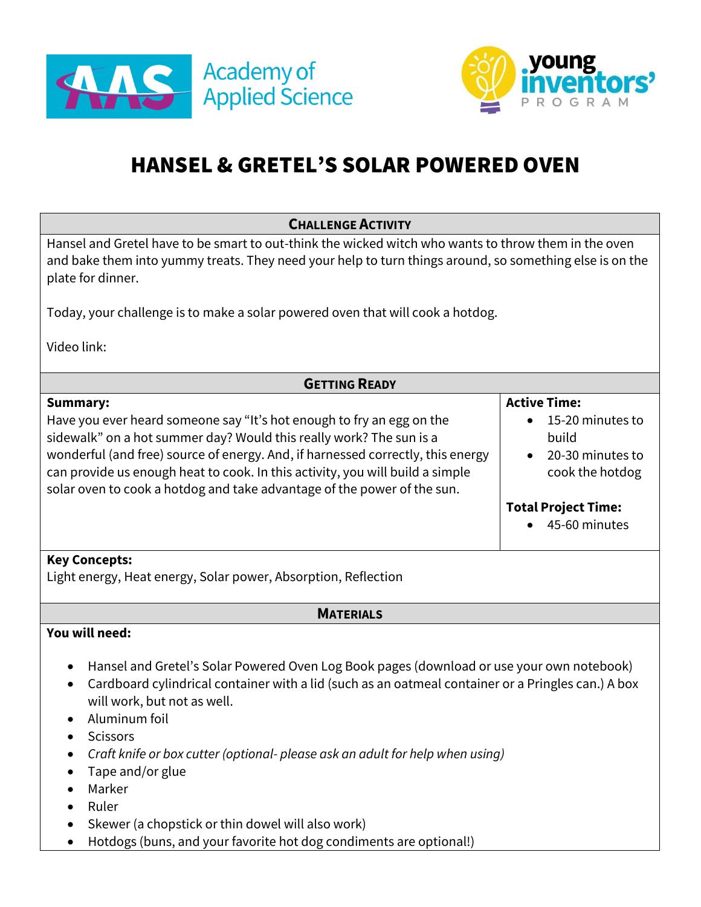Academy of Applied Science

young inventors' PROGRAM

# HANSEL & GRETEL'S SOLAR POWERED OVEN

## Challenge Activity

Hansel and Gretel have to be smart to out-think the wicked witch who wants to throw them in the oven and bake them into yummy treats. They need your help to turn things around, so something else is on the plate for dinner.

Today, your challenge is to make a solar powered oven that will cook a hotdog.

Video link:

## Getting Ready

**Summary:**
Have you ever heard someone say "It's hot enough to fry an egg on the sidewalk" on a hot summer day? Would this really work? The sun is a wonderful (and free) source of energy. And, if harnessed correctly, this energy can provide us enough heat to cook. In this activity, you will build a simple solar oven to cook a hotdog and take advantage of the power of the sun.

**Active Time:**

- 15-20 minutes to build
- 20-30 minutes to cook the hotdog

**Total Project Time:**

- 45-60 minutes

**Key Concepts:**
Light energy, Heat energy, Solar power, Absorption, Reflection

## Materials

**You will need:**

- Hansel and Gretel's Solar Powered Oven Log Book pages (download or use your own notebook)
- Cardboard cylindrical container with a lid (such as an oatmeal container or a Pringles can.) A box will work, but not as well.
- Aluminum foil
- Scissors
- *Craft knife or box cutter (optional- please ask an adult for help when using)*
- Tape and/or glue
- Marker
- Ruler
- Skewer (a chopstick or thin dowel will also work)
- Hotdogs (buns, and your favorite hot dog condiments are optional!)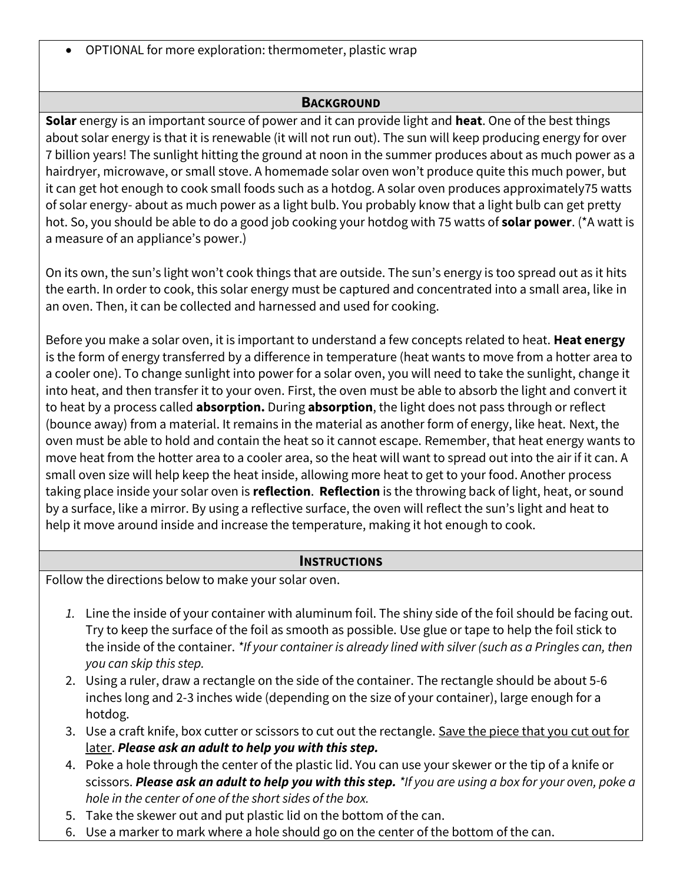- OPTIONAL for more exploration: thermometer, plastic wrap

## Background

**Solar** energy is an important source of power and it can provide light and **heat**. One of the best things about solar energy is that it is renewable (it will not run out). The sun will keep producing energy for over 7 billion years! The sunlight hitting the ground at noon in the summer produces about as much power as a hairdryer, microwave, or small stove. A homemade solar oven won't produce quite this much power, but it can get hot enough to cook small foods such as a hotdog. A solar oven produces approximately75 watts of solar energy- about as much power as a light bulb. You probably know that a light bulb can get pretty hot. So, you should be able to do a good job cooking your hotdog with 75 watts of **solar power**. (*A watt is a measure of an appliance's power.)

On its own, the sun's light won't cook things that are outside. The sun's energy is too spread out as it hits the earth. In order to cook, this solar energy must be captured and concentrated into a small area, like in an oven. Then, it can be collected and harnessed and used for cooking.

Before you make a solar oven, it is important to understand a few concepts related to heat. **Heat energy** is the form of energy transferred by a difference in temperature (heat wants to move from a hotter area to a cooler one). To change sunlight into power for a solar oven, you will need to take the sunlight, change it into heat, and then transfer it to your oven. First, the oven must be able to absorb the light and convert it to heat by a process called **absorption.** During **absorption**, the light does not pass through or reflect (bounce away) from a material. It remains in the material as another form of energy, like heat. Next, the oven must be able to hold and contain the heat so it cannot escape. Remember, that heat energy wants to move heat from the hotter area to a cooler area, so the heat will want to spread out into the air if it can. A small oven size will help keep the heat inside, allowing more heat to get to your food. Another process taking place inside your solar oven is **reflection**. **Reflection** is the throwing back of light, heat, or sound by a surface, like a mirror. By using a reflective surface, the oven will reflect the sun's light and heat to help it move around inside and increase the temperature, making it hot enough to cook.

## Instructions

Follow the directions below to make your solar oven.

1. Line the inside of your container with aluminum foil. The shiny side of the foil should be facing out. Try to keep the surface of the foil as smooth as possible. Use glue or tape to help the foil stick to the inside of the container. *\*If your container is already lined with silver (such as a Pringles can, then you can skip this step.*
2. Using a ruler, draw a rectangle on the side of the container. The rectangle should be about 5-6 inches long and 2-3 inches wide (depending on the size of your container), large enough for a hotdog.
3. Use a craft knife, box cutter or scissors to cut out the rectangle. <u>Save the piece that you cut out for later</u>. ***Please ask an adult to help you with this step.***
4. Poke a hole through the center of the plastic lid. You can use your skewer or the tip of a knife or scissors. ***Please ask an adult to help you with this step.*** *\*If you are using a box for your oven, poke a hole in the center of one of the short sides of the box.*
5. Take the skewer out and put plastic lid on the bottom of the can.
6. Use a marker to mark where a hole should go on the center of the bottom of the can.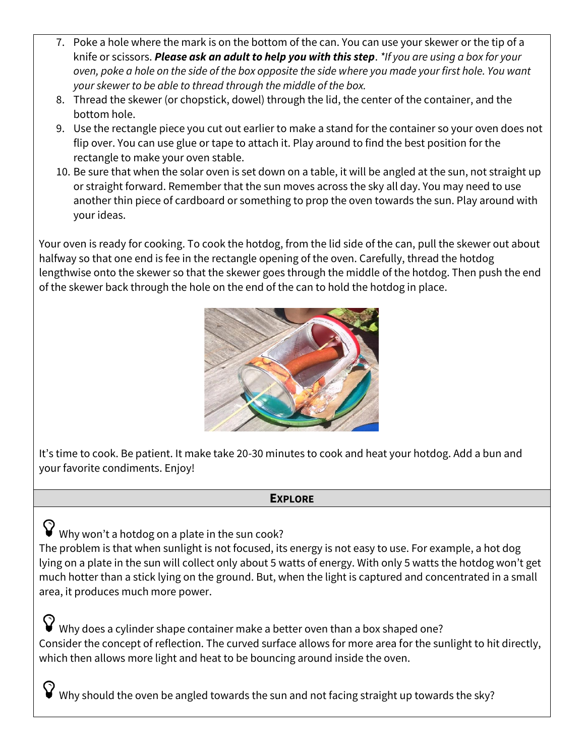7. Poke a hole where the mark is on the bottom of the can. You can use your skewer or the tip of a knife or scissors. ***Please ask an adult to help you with this step***. *\*If you are using a box for your oven, poke a hole on the side of the box opposite the side where you made your first hole. You want your skewer to be able to thread through the middle of the box.*
8. Thread the skewer (or chopstick, dowel) through the lid, the center of the container, and the bottom hole.
9. Use the rectangle piece you cut out earlier to make a stand for the container so your oven does not flip over. You can use glue or tape to attach it. Play around to find the best position for the rectangle to make your oven stable.
10. Be sure that when the solar oven is set down on a table, it will be angled at the sun, not straight up or straight forward. Remember that the sun moves across the sky all day. You may need to use another thin piece of cardboard or something to prop the oven towards the sun. Play around with your ideas.

Your oven is ready for cooking. To cook the hotdog, from the lid side of the can, pull the skewer out about halfway so that one end is fee in the rectangle opening of the oven. Carefully, thread the hotdog lengthwise onto the skewer so that the skewer goes through the middle of the hotdog. Then push the end of the skewer back through the hole on the end of the can to hold the hotdog in place.

It's time to cook. Be patient. It make take 20-30 minutes to cook and heat your hotdog. Add a bun and your favorite condiments. Enjoy!

## Explore

Why won't a hotdog on a plate in the sun cook?
The problem is that when sunlight is not focused, its energy is not easy to use. For example, a hot dog lying on a plate in the sun will collect only about 5 watts of energy. With only 5 watts the hotdog won't get much hotter than a stick lying on the ground. But, when the light is captured and concentrated in a small area, it produces much more power.

Why does a cylinder shape container make a better oven than a box shaped one?
Consider the concept of reflection. The curved surface allows for more area for the sunlight to hit directly, which then allows more light and heat to be bouncing around inside the oven.

Why should the oven be angled towards the sun and not facing straight up towards the sky?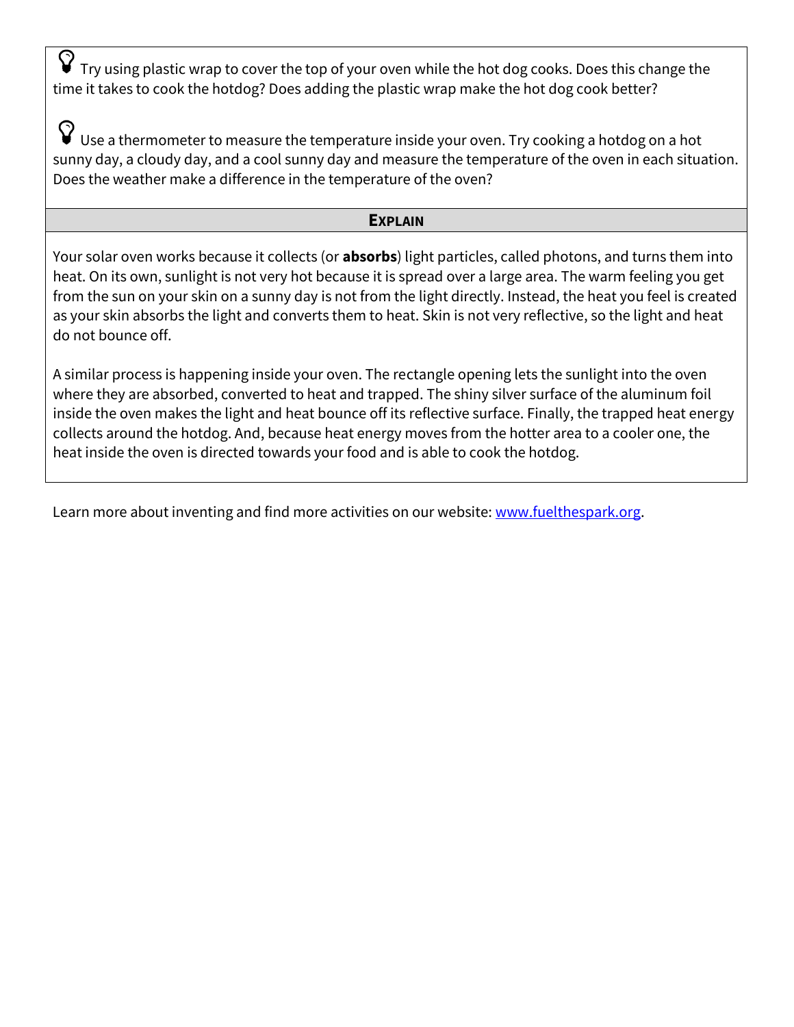Try using plastic wrap to cover the top of your oven while the hot dog cooks. Does this change the time it takes to cook the hotdog? Does adding the plastic wrap make the hot dog cook better?

Use a thermometer to measure the temperature inside your oven. Try cooking a hotdog on a hot sunny day, a cloudy day, and a cool sunny day and measure the temperature of the oven in each situation. Does the weather make a difference in the temperature of the oven?

## EXPLAIN

Your solar oven works because it collects (or **absorbs**) light particles, called photons, and turns them into heat. On its own, sunlight is not very hot because it is spread over a large area. The warm feeling you get from the sun on your skin on a sunny day is not from the light directly. Instead, the heat you feel is created as your skin absorbs the light and converts them to heat. Skin is not very reflective, so the light and heat do not bounce off.

A similar process is happening inside your oven. The rectangle opening lets the sunlight into the oven where they are absorbed, converted to heat and trapped. The shiny silver surface of the aluminum foil inside the oven makes the light and heat bounce off its reflective surface. Finally, the trapped heat energy collects around the hotdog. And, because heat energy moves from the hotter area to a cooler one, the heat inside the oven is directed towards your food and is able to cook the hotdog.

Learn more about inventing and find more activities on our website: [www.fuelthespark.org](http://www.fuelthespark.org).